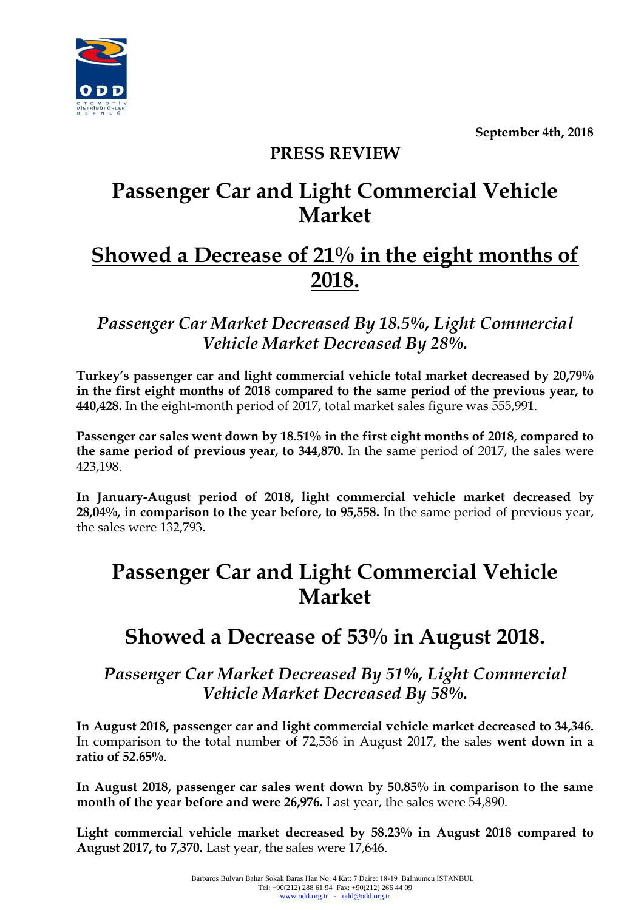September 4th, 2018

**PRESS REVIEW**

# Passenger Car and Light Commercial Vehicle Market

## Showed a Decrease of 21% in the eight months of 2018.

### *Passenger Car Market Decreased By 18.5%, Light Commercial Vehicle Market Decreased By 28%.*

**Turkey's passenger car and light commercial vehicle total market decreased by 20,79% in the first eight months of 2018 compared to the same period of the previous year, to 440,428.** In the eight-month period of 2017, total market sales figure was 555,991.

**Passenger car sales went down by 18.51% in the first eight months of 2018, compared to the same period of previous year, to 344,870.** In the same period of 2017, the sales were 423,198.

**In January-August period of 2018, light commercial vehicle market decreased by 28,04%, in comparison to the year before, to 95,558.** In the same period of previous year, the sales were 132,793.

# Passenger Car and Light Commercial Vehicle Market

## Showed a Decrease of 53% in August 2018.

### *Passenger Car Market Decreased By 51%, Light Commercial Vehicle Market Decreased By 58%.*

**In August 2018, passenger car and light commercial vehicle market decreased to 34,346.** In comparison to the total number of 72,536 in August 2017, the sales **went down in a ratio of 52.65%**.

**In August 2018, passenger car sales went down by 50.85% in comparison to the same month of the year before and were 26,976.** Last year, the sales were 54,890.

**Light commercial vehicle market decreased by 58.23% in August 2018 compared to August 2017, to 7,370.** Last year, the sales were 17,646.

Barbaros Bulvarı Bahar Sokak Baras Han No: 4 Kat: 7 Daire: 18-19 Balmumcu İSTANBUL
Tel: +90(212) 288 61 94 Fax: +90(212) 266 44 09
www.odd.org.tr - odd@odd.org.tr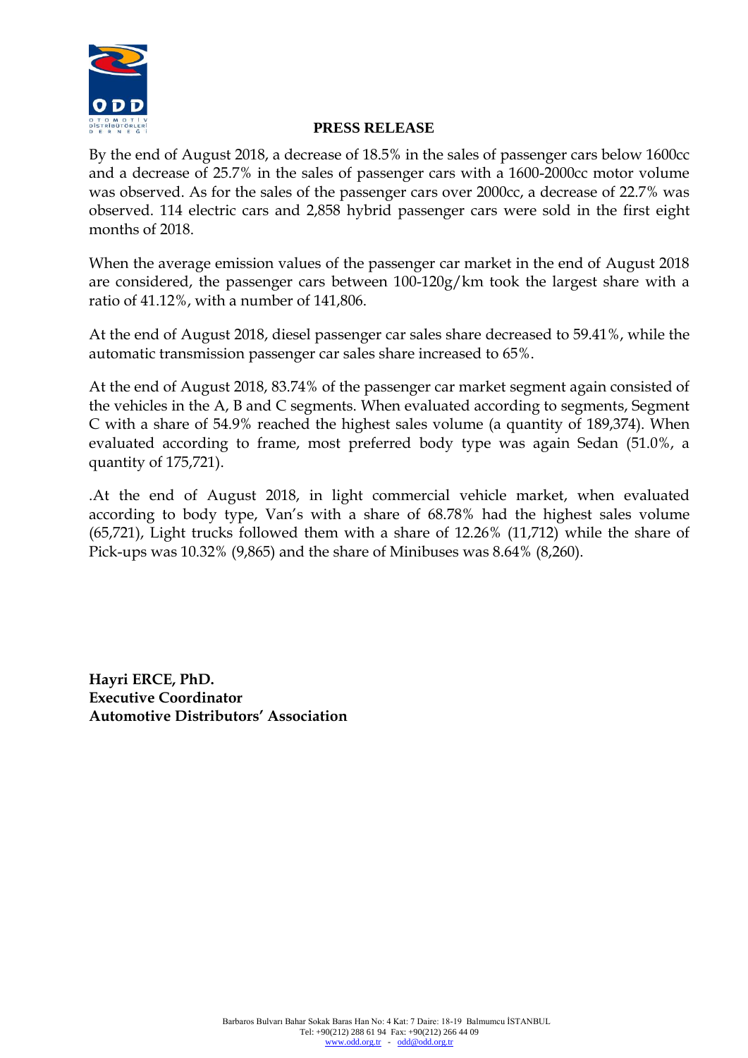**PRESS RELEASE**

By the end of August 2018, a decrease of 18.5% in the sales of passenger cars below 1600cc and a decrease of 25.7% in the sales of passenger cars with a 1600-2000cc motor volume was observed. As for the sales of the passenger cars over 2000cc, a decrease of 22.7% was observed. 114 electric cars and 2,858 hybrid passenger cars were sold in the first eight months of 2018.

When the average emission values of the passenger car market in the end of August 2018 are considered, the passenger cars between 100-120g/km took the largest share with a ratio of 41.12%, with a number of 141,806.

At the end of August 2018, diesel passenger car sales share decreased to 59.41%, while the automatic transmission passenger car sales share increased to 65%.

At the end of August 2018, 83.74% of the passenger car market segment again consisted of the vehicles in the A, B and C segments. When evaluated according to segments, Segment C with a share of 54.9% reached the highest sales volume (a quantity of 189,374). When evaluated according to frame, most preferred body type was again Sedan (51.0%, a quantity of 175,721).

.At the end of August 2018, in light commercial vehicle market, when evaluated according to body type, Van's with a share of 68.78% had the highest sales volume (65,721), Light trucks followed them with a share of 12.26% (11,712) while the share of Pick-ups was 10.32% (9,865) and the share of Minibuses was 8.64% (8,260).

**Hayri ERCE, PhD.**
**Executive Coordinator**
**Automotive Distributors' Association**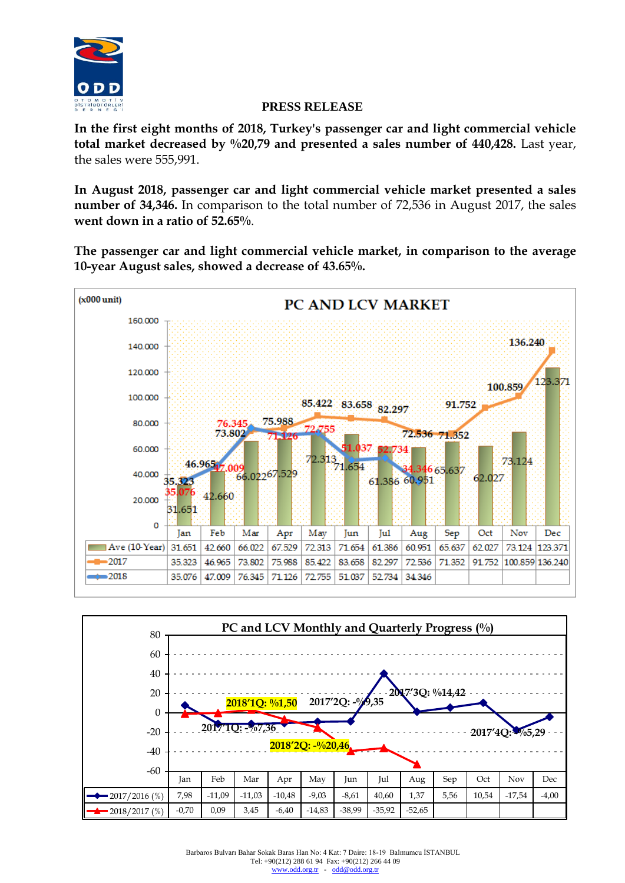**PRESS RELEASE**

**In the first eight months of 2018, Turkey's passenger car and light commercial vehicle total market decreased by %20,79 and presented a sales number of 440,428.** Last year, the sales were 555,991.

**In August 2018, passenger car and light commercial vehicle market presented a sales number of 34,346.** In comparison to the total number of 72,536 in August 2017, the sales **went down in a ratio of 52.65%.**

**The passenger car and light commercial vehicle market, in comparison to the average 10-year August sales, showed a decrease of 43.65%.**

**PC AND LCV MARKET**

(x000 unit)

| | Jan | Feb | Mar | Apr | May | Jun | Jul | Aug | Sep | Oct | Nov | Dec |
|---|---|---|---|---|---|---|---|---|---|---|---|---|
| Ave (10-Year) | 31.651 | 42.660 | 66.022 | 67.529 | 72.313 | 71.654 | 61.386 | 60.951 | 65.637 | 62.027 | 73.124 | 123.371 |
| 2017 | 35.323 | 46.965 | 73.802 | 75.988 | 85.422 | 83.658 | 82.297 | 72.536 | 71.352 | 91.752 | 100.859 | 136.240 |
| 2018 | 35.076 | 47.009 | 76.345 | 71.126 | 72.755 | 51.037 | 52.734 | 34.346 | | | | |

**PC and LCV Monthly and Quarterly Progress (%)**

| | Jan | Feb | Mar | Apr | May | Jun | Jul | Aug | Sep | Oct | Nov | Dec |
|---|---|---|---|---|---|---|---|---|---|---|---|---|
| 2017/2016 (%) | 7,98 | -11,09 | -11,03 | -10,48 | -9,03 | -8,61 | 40,60 | 1,37 | 5,56 | 10,54 | -17,54 | -4,00 |
| 2018/2017 (%) | -0,70 | 0,09 | 3,45 | -6,40 | -14,83 | -38,99 | -35,92 | -52,65 | | | | |

2018'1Q: %1,50 — 2017'1Q: -%7,36 — 2017'2Q: -%9,35 — 2018'2Q: -%20,46 — 2017'3Q: %14,42 — 2017'4Q: -%5,29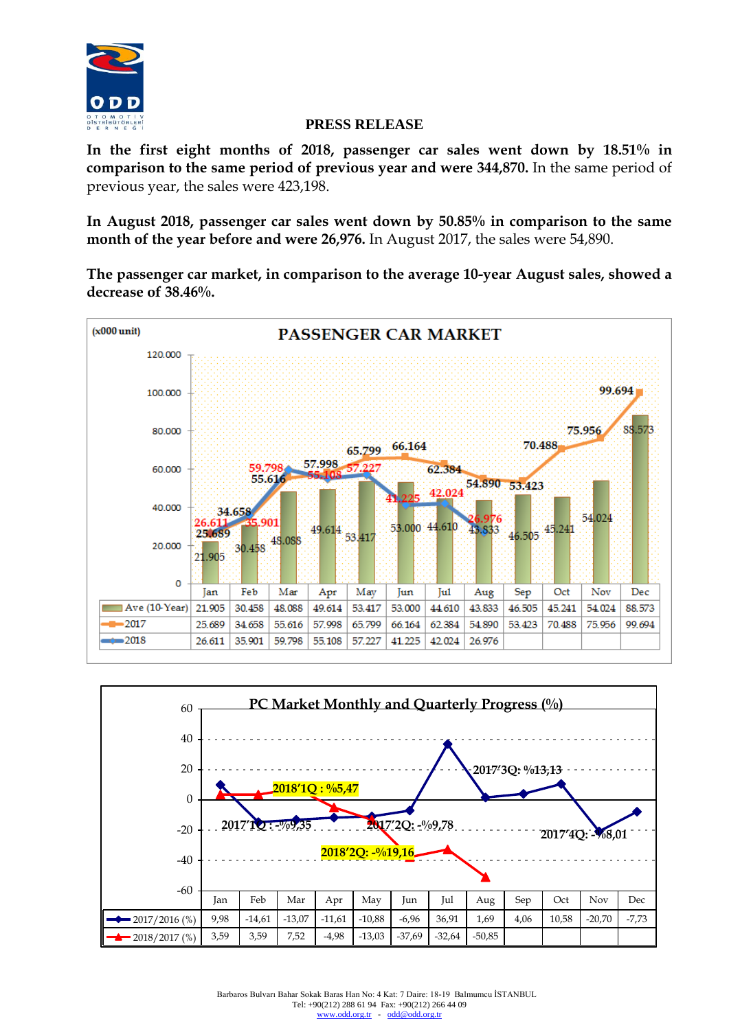**PRESS RELEASE**

**In the first eight months of 2018, passenger car sales went down by 18.51% in comparison to the same period of previous year and were 344,870.** In the same period of previous year, the sales were 423,198.

**In August 2018, passenger car sales went down by 50.85% in comparison to the same month of the year before and were 26,976.** In August 2017, the sales were 54,890.

**The passenger car market, in comparison to the average 10-year August sales, showed a decrease of 38.46%.**

**PASSENGER CAR MARKET**

(x000 unit)

| | Jan | Feb | Mar | Apr | May | Jun | Jul | Aug | Sep | Oct | Nov | Dec |
|---|---|---|---|---|---|---|---|---|---|---|---|---|
| Ave (10-Year) | 21.905 | 30.458 | 48.088 | 49.614 | 53.417 | 53.000 | 44.610 | 43.833 | 46.505 | 45.241 | 54.024 | 88.573 |
| 2017 | 25.689 | 34.658 | 55.616 | 57.998 | 65.799 | 66.164 | 62.384 | 54.890 | 53.423 | 70.488 | 75.956 | 99.694 |
| 2018 | 26.611 | 35.901 | 59.798 | 55.108 | 57.227 | 41.225 | 42.024 | 26.976 | | | | |

**PC Market Monthly and Quarterly Progress (%)**

| | Jan | Feb | Mar | Apr | May | Jun | Jul | Aug | Sep | Oct | Nov | Dec |
|---|---|---|---|---|---|---|---|---|---|---|---|---|
| 2017/2016 (%) | 9,98 | -14,61 | -13,07 | -11,61 | -10,88 | -6,96 | 36,91 | 1,69 | 4,06 | 10,58 | -20,70 | -7,73 |
| 2018/2017 (%) | 3,59 | 3,59 | 7,52 | -4,98 | -13,03 | -37,69 | -32,64 | -50,85 | | | | |

2017'1Q : -%9,35; 2017'2Q: -%9,78; 2017'3Q: %13,13; 2017'4Q: -%8,01; 2018'1Q : %5,47; 2018'2Q: -%19,16

Barbaros Bulvarı Bahar Sokak Baras Han No: 4 Kat: 7 Daire: 18-19 Balmumcu İSTANBUL
Tel: +90(212) 288 61 94 Fax: +90(212) 266 44 09
www.odd.org.tr - odd@odd.org.tr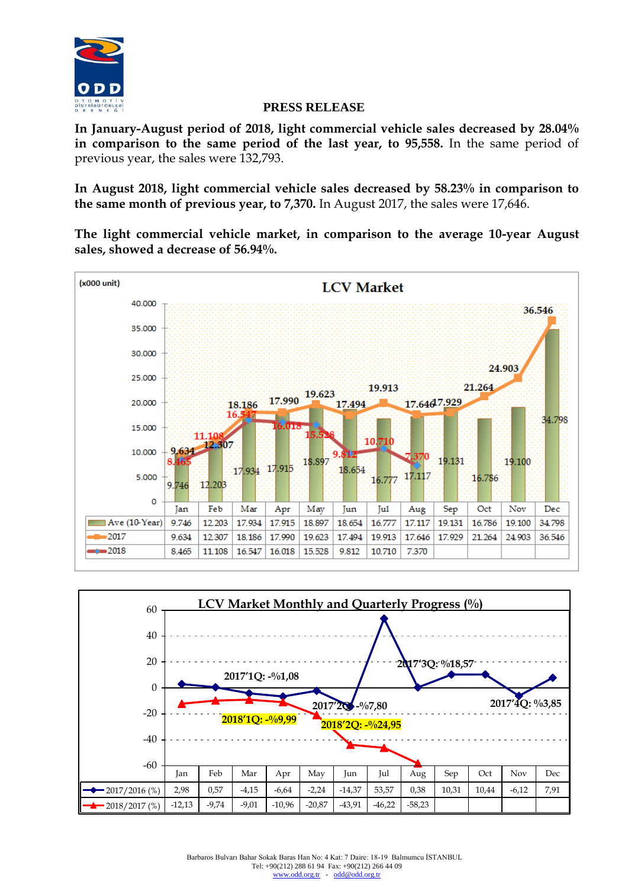**PRESS RELEASE**

**In January-August period of 2018, light commercial vehicle sales decreased by 28.04% in comparison to the same period of the last year, to 95,558.** In the same period of previous year, the sales were 132,793.

**In August 2018, light commercial vehicle sales decreased by 58.23% in comparison to the same month of previous year, to 7,370.** In August 2017, the sales were 17,646.

**The light commercial vehicle market, in comparison to the average 10-year August sales, showed a decrease of 56.94%.**

**LCV Market**

(x000 unit)

| | Jan | Feb | Mar | Apr | May | Jun | Jul | Aug | Sep | Oct | Nov | Dec |
|---|---|---|---|---|---|---|---|---|---|---|---|---|
| Ave (10-Year) | 9.746 | 12.203 | 17.934 | 17.915 | 18.897 | 18.654 | 16.777 | 17.117 | 19.131 | 16.786 | 19.100 | 34.798 |
| 2017 | 9.634 | 12.307 | 18.186 | 17.990 | 19.623 | 17.494 | 19.913 | 17.646 | 17.929 | 21.264 | 24.903 | 36.546 |
| 2018 | 8.465 | 11.108 | 16.547 | 16.018 | 15.528 | 9.812 | 10.710 | 7.370 | | | | |

**LCV Market Monthly and Quarterly Progress (%)**

2017'1Q: -%1,08; 2017'2Q: -%7,80; 2017'3Q: %18,57; 2017'4Q: %3,85

2018'1Q: -%9,99; 2018'2Q: -%24,95

| | Jan | Feb | Mar | Apr | May | Jun | Jul | Aug | Sep | Oct | Nov | Dec |
|---|---|---|---|---|---|---|---|---|---|---|---|---|
| 2017/2016 (%) | 2,98 | 0,57 | -4,15 | -6,64 | -2,24 | -14,37 | 53,57 | 0,38 | 10,31 | 10,44 | -6,12 | 7,91 |
| 2018/2017 (%) | -12,13 | -9,74 | -9,01 | -10,96 | -20,87 | -43,91 | -46,22 | -58,23 | | | | |

Barbaros Bulvarı Bahar Sokak Baras Han No: 4 Kat: 7 Daire: 18-19 Balmumcu İSTANBUL
Tel: +90(212) 288 61 94 Fax: +90(212) 266 44 09
www.odd.org.tr - odd@odd.org.tr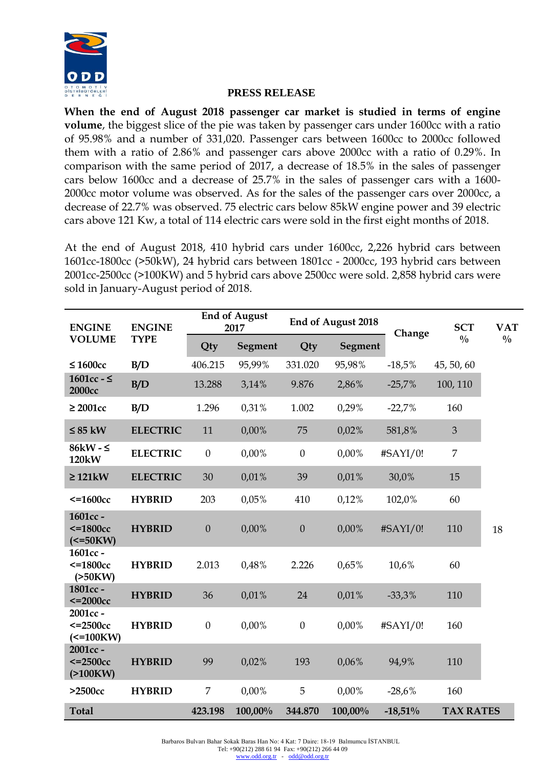**PRESS RELEASE**

**When the end of August 2018 passenger car market is studied in terms of engine volume**, the biggest slice of the pie was taken by passenger cars under 1600cc with a ratio of 95.98% and a number of 331,020. Passenger cars between 1600cc to 2000cc followed them with a ratio of 2.86% and passenger cars above 2000cc with a ratio of 0.29%. In comparison with the same period of 2017, a decrease of 18.5% in the sales of passenger cars below 1600cc and a decrease of 25.7% in the sales of passenger cars with a 1600-2000cc motor volume was observed. As for the sales of the passenger cars over 2000cc, a decrease of 22.7% was observed. 75 electric cars below 85kW engine power and 39 electric cars above 121 Kw, a total of 114 electric cars were sold in the first eight months of 2018.

At the end of August 2018, 410 hybrid cars under 1600cc, 2,226 hybrid cars between 1601cc-1800cc (>50kW), 24 hybrid cars between 1801cc - 2000cc, 193 hybrid cars between 2001cc-2500cc (>100KW) and 5 hybrid cars above 2500cc were sold. 2,858 hybrid cars were sold in January-August period of 2018.

| ENGINE VOLUME | ENGINE TYPE | End of August 2017 | | End of August 2018 | | Change | SCT % | VAT % |
|---|---|---|---|---|---|---|---|---|
| | | Qty | Segment | Qty | Segment | | | |
| ≤ 1600cc | B/D | 406.215 | 95,99% | 331.020 | 95,98% | -18,5% | 45, 50, 60 | 18 |
| 1601cc - ≤ 2000cc | B/D | 13.288 | 3,14% | 9.876 | 2,86% | -25,7% | 100, 110 | 18 |
| ≥ 2001cc | B/D | 1.296 | 0,31% | 1.002 | 0,29% | -22,7% | 160 | 18 |
| ≤ 85 kW | ELECTRIC | 11 | 0,00% | 75 | 0,02% | 581,8% | 3 | 18 |
| 86kW - ≤ 120kW | ELECTRIC | 0 | 0,00% | 0 | 0,00% | #SAYI/0! | 7 | 18 |
| ≥ 121kW | ELECTRIC | 30 | 0,01% | 39 | 0,01% | 30,0% | 15 | 18 |
| <=1600cc | HYBRID | 203 | 0,05% | 410 | 0,12% | 102,0% | 60 | 18 |
| 1601cc - <=1800cc (<=50KW) | HYBRID | 0 | 0,00% | 0 | 0,00% | #SAYI/0! | 110 | 18 |
| 1601cc - <=1800cc (>50KW) | HYBRID | 2.013 | 0,48% | 2.226 | 0,65% | 10,6% | 60 | 18 |
| 1801cc - <=2000cc | HYBRID | 36 | 0,01% | 24 | 0,01% | -33,3% | 110 | 18 |
| 2001cc - <=2500cc (<=100KW) | HYBRID | 0 | 0,00% | 0 | 0,00% | #SAYI/0! | 160 | 18 |
| 2001cc - <=2500cc (>100KW) | HYBRID | 99 | 0,02% | 193 | 0,06% | 94,9% | 110 | 18 |
| >2500cc | HYBRID | 7 | 0,00% | 5 | 0,00% | -28,6% | 160 | 18 |
| **Total** | | **423.198** | **100,00%** | **344.870** | **100,00%** | **-18,51%** | **TAX RATES** | |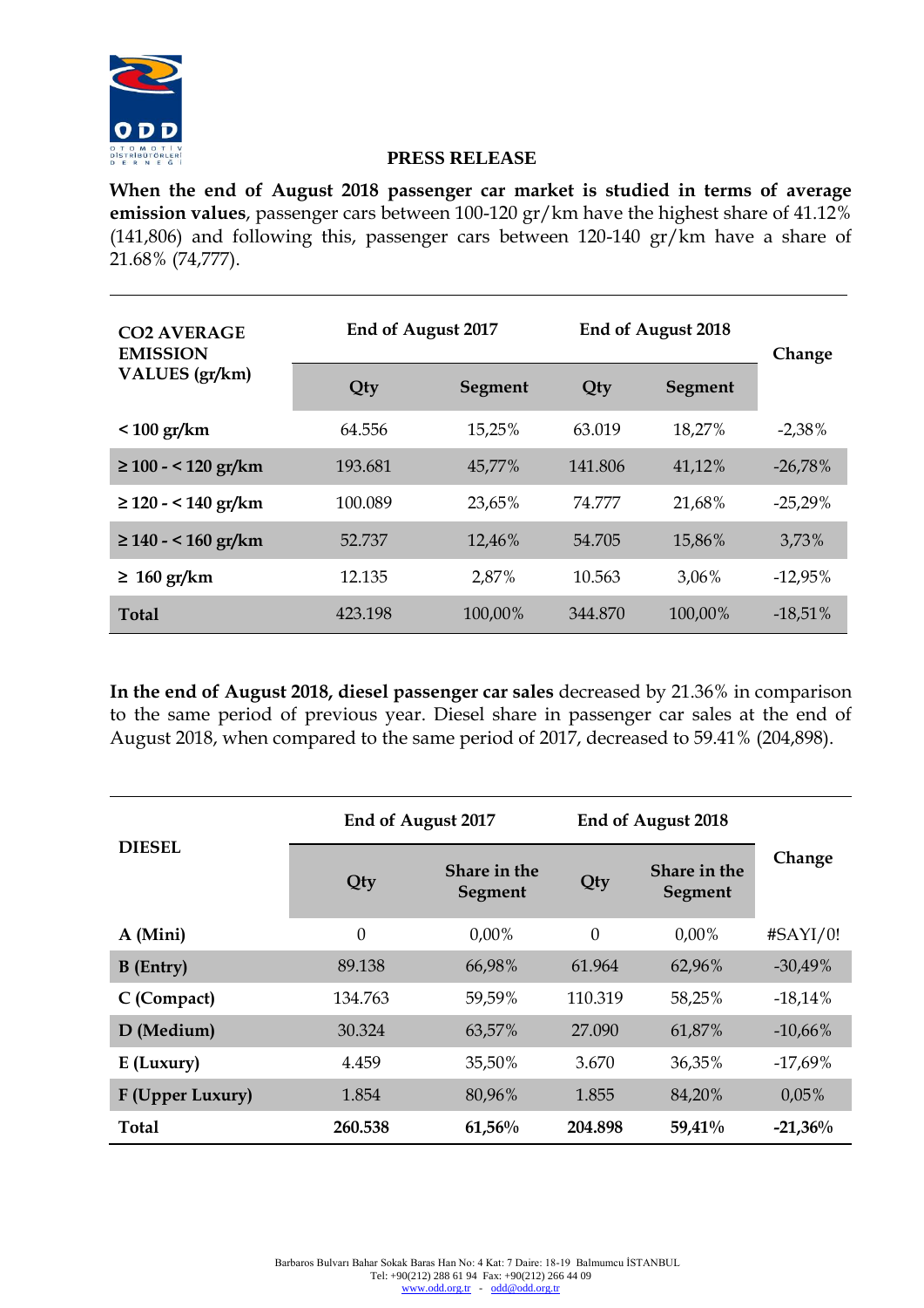**PRESS RELEASE**

**When the end of August 2018 passenger car market is studied in terms of average emission values**, passenger cars between 100-120 gr/km have the highest share of 41.12% (141,806) and following this, passenger cars between 120-140 gr/km have a share of 21.68% (74,777).

| CO2 AVERAGE EMISSION VALUES (gr/km) | End of August 2017 | | End of August 2018 | | Change |
|---|---|---|---|---|---|
| | Qty | Segment | Qty | Segment | |
| **< 100 gr/km** | 64.556 | 15,25% | 63.019 | 18,27% | -2,38% |
| **≥ 100 - < 120 gr/km** | 193.681 | 45,77% | 141.806 | 41,12% | -26,78% |
| **≥ 120 - < 140 gr/km** | 100.089 | 23,65% | 74.777 | 21,68% | -25,29% |
| **≥ 140 - < 160 gr/km** | 52.737 | 12,46% | 54.705 | 15,86% | 3,73% |
| **≥ 160 gr/km** | 12.135 | 2,87% | 10.563 | 3,06% | -12,95% |
| **Total** | 423.198 | 100,00% | 344.870 | 100,00% | -18,51% |

**In the end of August 2018, diesel passenger car sales** decreased by 21.36% in comparison to the same period of previous year. Diesel share in passenger car sales at the end of August 2018, when compared to the same period of 2017, decreased to 59.41% (204,898).

| DIESEL | End of August 2017 | | End of August 2018 | | Change |
|---|---|---|---|---|---|
| | Qty | Share in the Segment | Qty | Share in the Segment | |
| **A (Mini)** | 0 | 0,00% | 0 | 0,00% | #SAYI/0! |
| **B (Entry)** | 89.138 | 66,98% | 61.964 | 62,96% | -30,49% |
| **C (Compact)** | 134.763 | 59,59% | 110.319 | 58,25% | -18,14% |
| **D (Medium)** | 30.324 | 63,57% | 27.090 | 61,87% | -10,66% |
| **E (Luxury)** | 4.459 | 35,50% | 3.670 | 36,35% | -17,69% |
| **F (Upper Luxury)** | 1.854 | 80,96% | 1.855 | 84,20% | 0,05% |
| **Total** | **260.538** | **61,56%** | **204.898** | **59,41%** | **-21,36%** |

Barbaros Bulvarı Bahar Sokak Baras Han No: 4 Kat: 7 Daire: 18-19 Balmumcu İSTANBUL
Tel: +90(212) 288 61 94 Fax: +90(212) 266 44 09
www.odd.org.tr - odd@odd.org.tr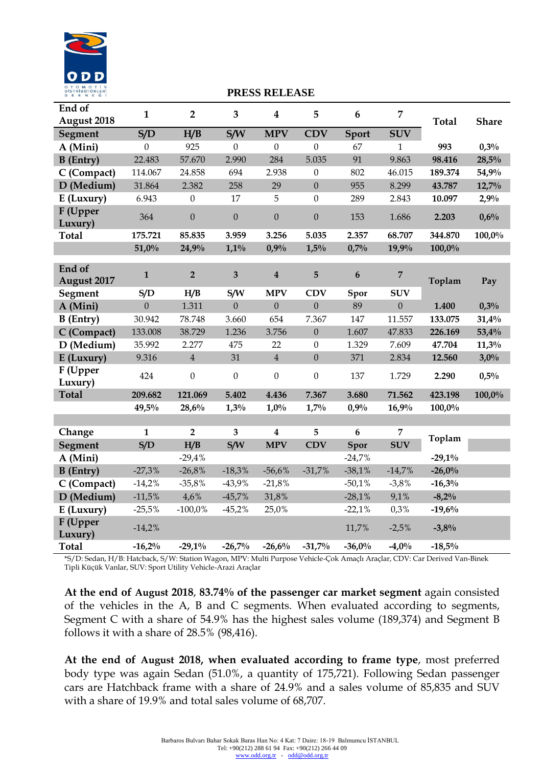PRESS RELEASE

| End of August 2018 | 1 | 2 | 3 | 4 | 5 | 6 | 7 | Total | Share |
|---|---|---|---|---|---|---|---|---|---|
| Segment | S/D | H/B | S/W | MPV | CDV | Sport | SUV | | |
| A (Mini) | 0 | 925 | 0 | 0 | 0 | 67 | 1 | 993 | 0,3% |
| B (Entry) | 22.483 | 57.670 | 2.990 | 284 | 5.035 | 91 | 9.863 | 98.416 | 28,5% |
| C (Compact) | 114.067 | 24.858 | 694 | 2.938 | 0 | 802 | 46.015 | 189.374 | 54,9% |
| D (Medium) | 31.864 | 2.382 | 258 | 29 | 0 | 955 | 8.299 | 43.787 | 12,7% |
| E (Luxury) | 6.943 | 0 | 17 | 5 | 0 | 289 | 2.843 | 10.097 | 2,9% |
| F (Upper Luxury) | 364 | 0 | 0 | 0 | 0 | 153 | 1.686 | 2.203 | 0,6% |
| Total | 175.721 | 85.835 | 3.959 | 3.256 | 5.035 | 2.357 | 68.707 | 344.870 | 100,0% |
| | 51,0% | 24,9% | 1,1% | 0,9% | 1,5% | 0,7% | 19,9% | 100,0% | |

| End of August 2017 | 1 | 2 | 3 | 4 | 5 | 6 | 7 | Toplam | Pay |
|---|---|---|---|---|---|---|---|---|---|
| Segment | S/D | H/B | S/W | MPV | CDV | Spor | SUV | | |
| A (Mini) | 0 | 1.311 | 0 | 0 | 0 | 89 | 0 | 1.400 | 0,3% |
| B (Entry) | 30.942 | 78.748 | 3.660 | 654 | 7.367 | 147 | 11.557 | 133.075 | 31,4% |
| C (Compact) | 133.008 | 38.729 | 1.236 | 3.756 | 0 | 1.607 | 47.833 | 226.169 | 53,4% |
| D (Medium) | 35.992 | 2.277 | 475 | 22 | 0 | 1.329 | 7.609 | 47.704 | 11,3% |
| E (Luxury) | 9.316 | 4 | 31 | 4 | 0 | 371 | 2.834 | 12.560 | 3,0% |
| F (Upper Luxury) | 424 | 0 | 0 | 0 | 0 | 137 | 1.729 | 2.290 | 0,5% |
| Total | 209.682 | 121.069 | 5.402 | 4.436 | 7.367 | 3.680 | 71.562 | 423.198 | 100,0% |
| | 49,5% | 28,6% | 1,3% | 1,0% | 1,7% | 0,9% | 16,9% | 100,0% | |

| Change | 1 | 2 | 3 | 4 | 5 | 6 | 7 | Toplam |
|---|---|---|---|---|---|---|---|---|
| Segment | S/D | H/B | S/W | MPV | CDV | Spor | SUV | |
| A (Mini) | | -29,4% | | | | -24,7% | | -29,1% |
| B (Entry) | -27,3% | -26,8% | -18,3% | -56,6% | -31,7% | -38,1% | -14,7% | -26,0% |
| C (Compact) | -14,2% | -35,8% | -43,9% | -21,8% | | -50,1% | -3,8% | -16,3% |
| D (Medium) | -11,5% | 4,6% | -45,7% | 31,8% | | -28,1% | 9,1% | -8,2% |
| E (Luxury) | -25,5% | -100,0% | -45,2% | 25,0% | | -22,1% | 0,3% | -19,6% |
| F (Upper Luxury) | -14,2% | | | | | 11,7% | -2,5% | -3,8% |
| Total | -16,2% | -29,1% | -26,7% | -26,6% | -31,7% | -36,0% | -4,0% | -18,5% |

*S/D: Sedan, H/B: Hatcback, S/W: Station Wagon, MPV: Multi Purpose Vehicle-Çok Amaçlı Araçlar, CDV: Car Derived Van-Binek Tipli Küçük Vanlar, SUV: Sport Utility Vehicle-Arazi Araçlar

**At the end of August 2018**, **83.74% of the passenger car market segment** again consisted of the vehicles in the A, B and C segments. When evaluated according to segments, Segment C with a share of 54.9% has the highest sales volume (189,374) and Segment B follows it with a share of 28.5% (98,416).

**At the end of August 2018, when evaluated according to frame type**, most preferred body type was again Sedan (51.0%, a quantity of 175,721). Following Sedan passenger cars are Hatchback frame with a share of 24.9% and a sales volume of 85,835 and SUV with a share of 19.9% and total sales volume of 68,707.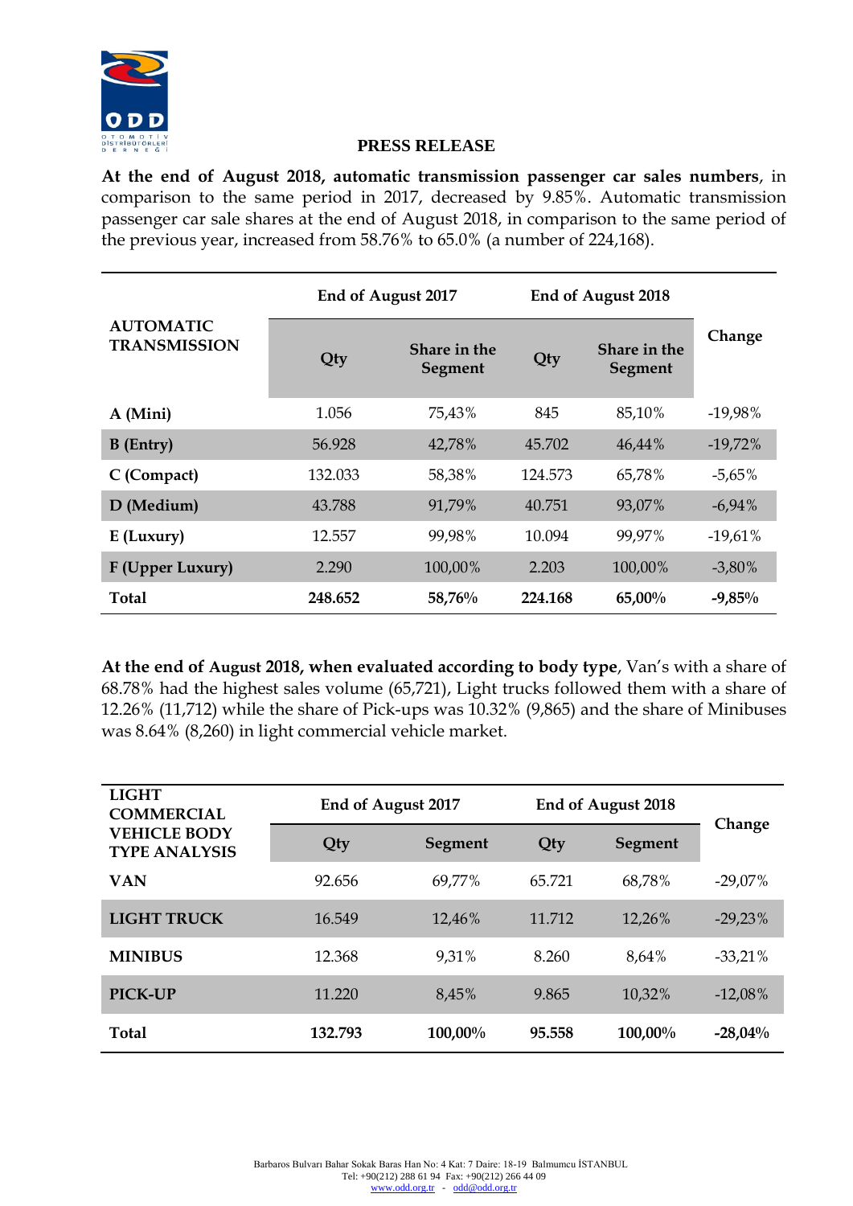ODD
OTOMOTİV DİSTRİBÜTÖRLERİ DERNEĞİ

**PRESS RELEASE**

**At the end of August 2018, automatic transmission passenger car sales numbers**, in comparison to the same period in 2017, decreased by 9.85%. Automatic transmission passenger car sale shares at the end of August 2018, in comparison to the same period of the previous year, increased from 58.76% to 65.0% (a number of 224,168).

| **AUTOMATIC TRANSMISSION** | **End of August 2017** | | **End of August 2018** | | **Change** |
|---|---|---|---|---|---|
| | **Qty** | **Share in the Segment** | **Qty** | **Share in the Segment** | |
| **A (Mini)** | 1.056 | 75,43% | 845 | 85,10% | -19,98% |
| **B (Entry)** | 56.928 | 42,78% | 45.702 | 46,44% | -19,72% |
| **C (Compact)** | 132.033 | 58,38% | 124.573 | 65,78% | -5,65% |
| **D (Medium)** | 43.788 | 91,79% | 40.751 | 93,07% | -6,94% |
| **E (Luxury)** | 12.557 | 99,98% | 10.094 | 99,97% | -19,61% |
| **F (Upper Luxury)** | 2.290 | 100,00% | 2.203 | 100,00% | -3,80% |
| **Total** | **248.652** | **58,76%** | **224.168** | **65,00%** | **-9,85%** |

**At the end of August 2018, when evaluated according to body type**, Van's with a share of 68.78% had the highest sales volume (65,721), Light trucks followed them with a share of 12.26% (11,712) while the share of Pick-ups was 10.32% (9,865) and the share of Minibuses was 8.64% (8,260) in light commercial vehicle market.

| **LIGHT COMMERCIAL VEHICLE BODY TYPE ANALYSIS** | **End of August 2017** | | **End of August 2018** | | **Change** |
|---|---|---|---|---|---|
| | **Qty** | **Segment** | **Qty** | **Segment** | |
| **VAN** | 92.656 | 69,77% | 65.721 | 68,78% | -29,07% |
| **LIGHT TRUCK** | 16.549 | 12,46% | 11.712 | 12,26% | -29,23% |
| **MINIBUS** | 12.368 | 9,31% | 8.260 | 8,64% | -33,21% |
| **PICK-UP** | 11.220 | 8,45% | 9.865 | 10,32% | -12,08% |
| **Total** | **132.793** | **100,00%** | **95.558** | **100,00%** | **-28,04%** |

Barbaros Bulvarı Bahar Sokak Baras Han No: 4 Kat: 7 Daire: 18-19 Balmumcu İSTANBUL
Tel: +90(212) 288 61 94 Fax: +90(212) 266 44 09
www.odd.org.tr - odd@odd.org.tr